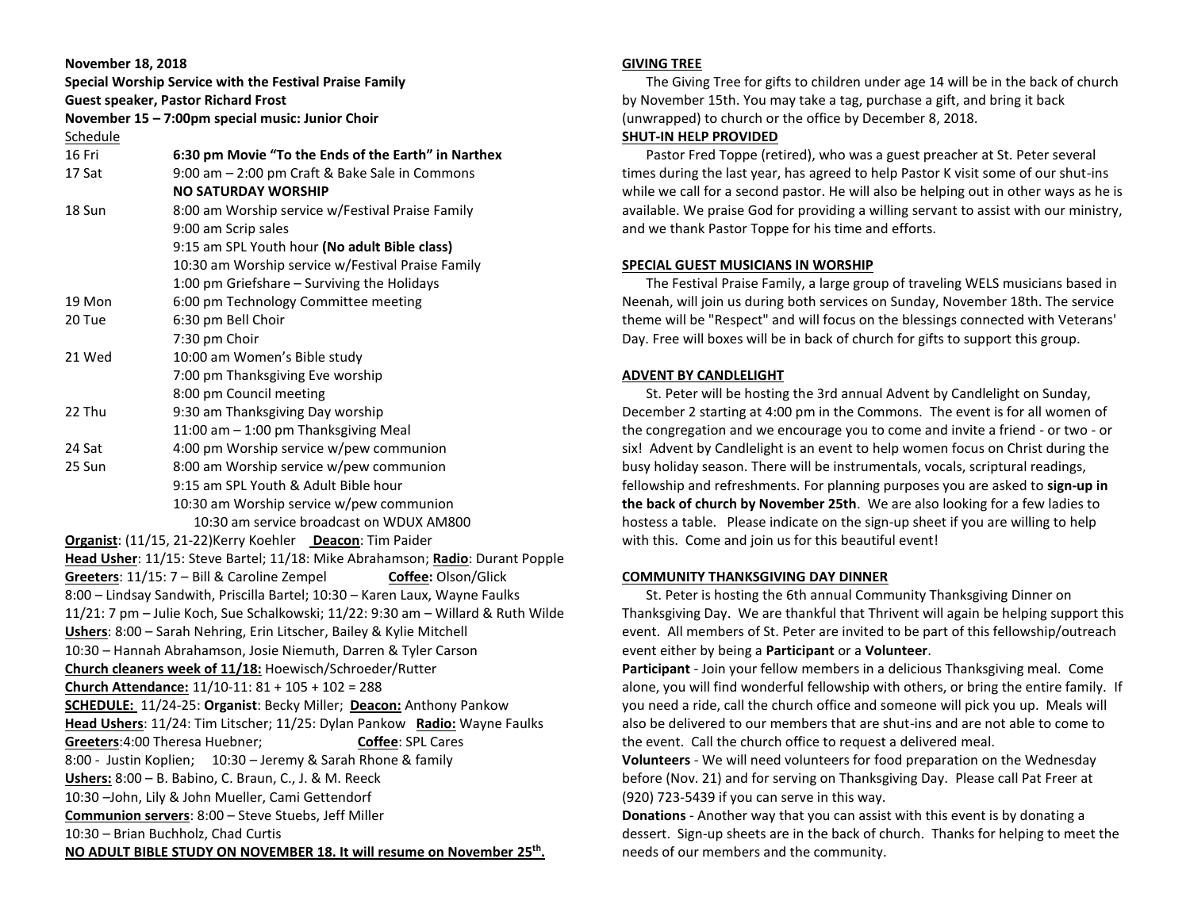**November 18, 2018**

**Special Worship Service with the Festival Praise Family**

**Guest speaker, Pastor Richard Frost**

**November 15 – 7:00pm special music: Junior Choir**

Schedule

| | |
|---|---|
| 16 Fri | **6:30 pm Movie "To the Ends of the Earth" in Narthex** |
| 17 Sat | 9:00 am – 2:00 pm Craft & Bake Sale in Commons |
| | **NO SATURDAY WORSHIP** |
| 18 Sun | 8:00 am Worship service w/Festival Praise Family |
| | 9:00 am Scrip sales |
| | 9:15 am SPL Youth hour **(No adult Bible class)** |
| | 10:30 am Worship service w/Festival Praise Family |
| | 1:00 pm Griefshare – Surviving the Holidays |
| 19 Mon | 6:00 pm Technology Committee meeting |
| 20 Tue | 6:30 pm Bell Choir |
| | 7:30 pm Choir |
| 21 Wed | 10:00 am Women's Bible study |
| | 7:00 pm Thanksgiving Eve worship |
| | 8:00 pm Council meeting |
| 22 Thu | 9:30 am Thanksgiving Day worship |
| | 11:00 am – 1:00 pm Thanksgiving Meal |
| 24 Sat | 4:00 pm Worship service w/pew communion |
| 25 Sun | 8:00 am Worship service w/pew communion |
| | 9:15 am SPL Youth & Adult Bible hour |
| | 10:30 am Worship service w/pew communion |
| | 10:30 am service broadcast on WDUX AM800 |

**Organist**: (11/15, 21-22)Kerry Koehler **Deacon**: Tim Paider

**Head Usher**: 11/15: Steve Bartel; 11/18: Mike Abrahamson; **Radio**: Durant Popple

**Greeters**: 11/15: 7 – Bill & Caroline Zempel **Coffee:** Olson/Glick

8:00 – Lindsay Sandwith, Priscilla Bartel; 10:30 – Karen Laux, Wayne Faulks

11/21: 7 pm – Julie Koch, Sue Schalkowski; 11/22: 9:30 am – Willard & Ruth Wilde

**Ushers**: 8:00 – Sarah Nehring, Erin Litscher, Bailey & Kylie Mitchell

10:30 – Hannah Abrahamson, Josie Niemuth, Darren & Tyler Carson

**Church cleaners week of 11/18:** Hoewisch/Schroeder/Rutter

**Church Attendance:** 11/10-11: 81 + 105 + 102 = 288

**SCHEDULE:** 11/24-25: **Organist**: Becky Miller; **Deacon:** Anthony Pankow

**Head Ushers**: 11/24: Tim Litscher; 11/25: Dylan Pankow **Radio:** Wayne Faulks

**Greeters**:4:00 Theresa Huebner; **Coffee**: SPL Cares

8:00 - Justin Koplien; 10:30 – Jeremy & Sarah Rhone & family

**Ushers:** 8:00 – B. Babino, C. Braun, C., J. & M. Reeck

10:30 –John, Lily & John Mueller, Cami Gettendorf

**Communion servers**: 8:00 – Steve Stuebs, Jeff Miller

10:30 – Brian Buchholz, Chad Curtis

**NO ADULT BIBLE STUDY ON NOVEMBER 18. It will resume on November 25th.**

**GIVING TREE**

The Giving Tree for gifts to children under age 14 will be in the back of church by November 15th. You may take a tag, purchase a gift, and bring it back (unwrapped) to church or the office by December 8, 2018.

**SHUT-IN HELP PROVIDED**

Pastor Fred Toppe (retired), who was a guest preacher at St. Peter several times during the last year, has agreed to help Pastor K visit some of our shut-ins while we call for a second pastor. He will also be helping out in other ways as he is available. We praise God for providing a willing servant to assist with our ministry, and we thank Pastor Toppe for his time and efforts.

**SPECIAL GUEST MUSICIANS IN WORSHIP**

The Festival Praise Family, a large group of traveling WELS musicians based in Neenah, will join us during both services on Sunday, November 18th. The service theme will be "Respect" and will focus on the blessings connected with Veterans' Day. Free will boxes will be in back of church for gifts to support this group.

**ADVENT BY CANDLELIGHT**

St. Peter will be hosting the 3rd annual Advent by Candlelight on Sunday, December 2 starting at 4:00 pm in the Commons. The event is for all women of the congregation and we encourage you to come and invite a friend - or two - or six! Advent by Candlelight is an event to help women focus on Christ during the busy holiday season. There will be instrumentals, vocals, scriptural readings, fellowship and refreshments. For planning purposes you are asked to **sign-up in the back of church by November 25th**. We are also looking for a few ladies to hostess a table. Please indicate on the sign-up sheet if you are willing to help with this. Come and join us for this beautiful event!

**COMMUNITY THANKSGIVING DAY DINNER**

St. Peter is hosting the 6th annual Community Thanksgiving Dinner on Thanksgiving Day. We are thankful that Thrivent will again be helping support this event. All members of St. Peter are invited to be part of this fellowship/outreach event either by being a **Participant** or a **Volunteer**.

**Participant** - Join your fellow members in a delicious Thanksgiving meal. Come alone, you will find wonderful fellowship with others, or bring the entire family. If you need a ride, call the church office and someone will pick you up. Meals will also be delivered to our members that are shut-ins and are not able to come to the event. Call the church office to request a delivered meal.

**Volunteers** - We will need volunteers for food preparation on the Wednesday before (Nov. 21) and for serving on Thanksgiving Day. Please call Pat Freer at (920) 723-5439 if you can serve in this way.

**Donations** - Another way that you can assist with this event is by donating a dessert. Sign-up sheets are in the back of church. Thanks for helping to meet the needs of our members and the community.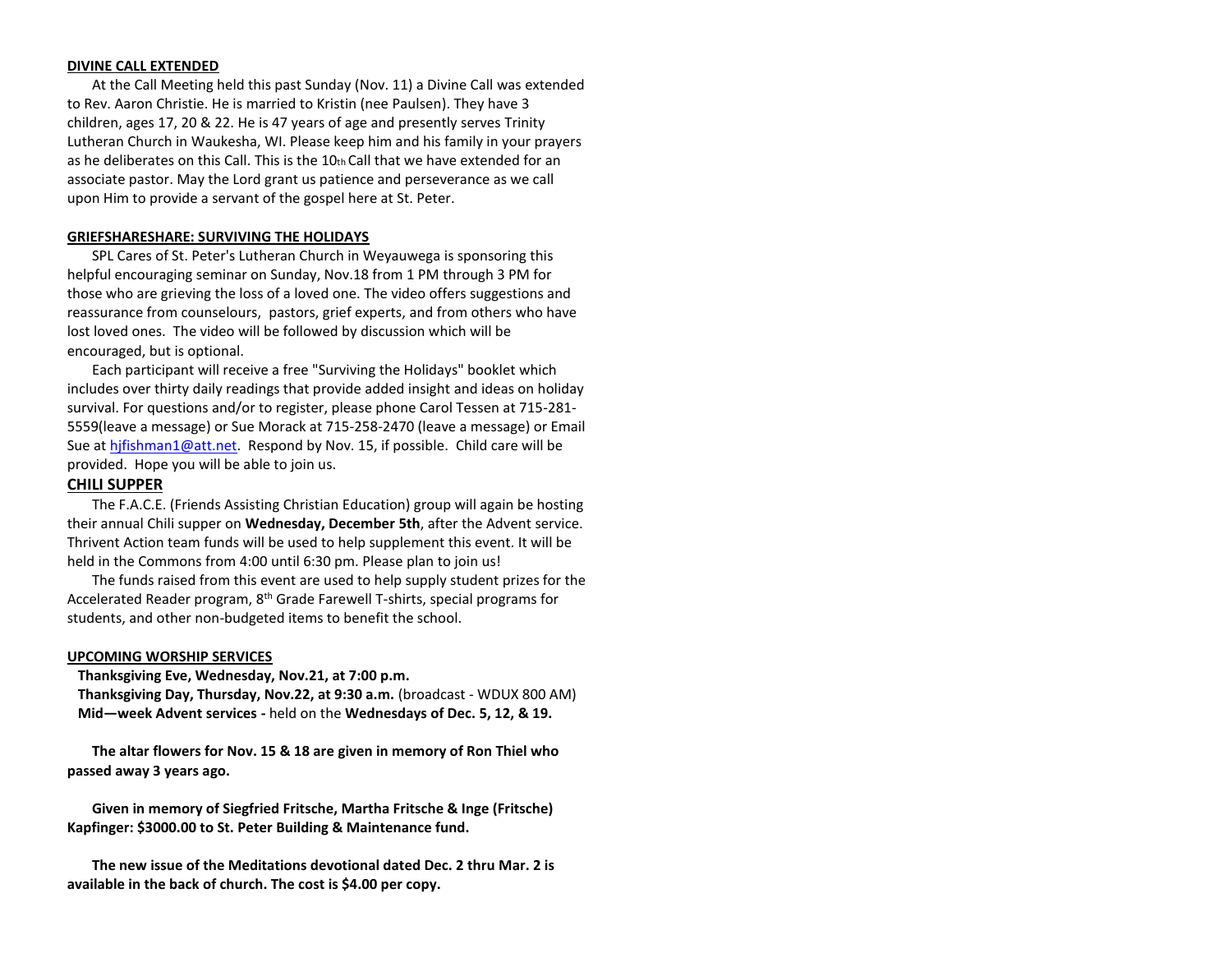**DIVINE CALL EXTENDED**

At the Call Meeting held this past Sunday (Nov. 11) a Divine Call was extended to Rev. Aaron Christie. He is married to Kristin (nee Paulsen). They have 3 children, ages 17, 20 & 22. He is 47 years of age and presently serves Trinity Lutheran Church in Waukesha, WI. Please keep him and his family in your prayers as he deliberates on this Call. This is the 10th Call that we have extended for an associate pastor. May the Lord grant us patience and perseverance as we call upon Him to provide a servant of the gospel here at St. Peter.

**GRIEFSHARESHARE: SURVIVING THE HOLIDAYS**

SPL Cares of St. Peter's Lutheran Church in Weyauwega is sponsoring this helpful encouraging seminar on Sunday, Nov.18 from 1 PM through 3 PM for those who are grieving the loss of a loved one. The video offers suggestions and reassurance from counselours, pastors, grief experts, and from others who have lost loved ones. The video will be followed by discussion which will be encouraged, but is optional.

Each participant will receive a free "Surviving the Holidays" booklet which includes over thirty daily readings that provide added insight and ideas on holiday survival. For questions and/or to register, please phone Carol Tessen at 715-281-5559(leave a message) or Sue Morack at 715-258-2470 (leave a message) or Email Sue at hjfishman1@att.net. Respond by Nov. 15, if possible. Child care will be provided. Hope you will be able to join us.

**CHILI SUPPER**

The F.A.C.E. (Friends Assisting Christian Education) group will again be hosting their annual Chili supper on **Wednesday, December 5th**, after the Advent service. Thrivent Action team funds will be used to help supplement this event. It will be held in the Commons from 4:00 until 6:30 pm. Please plan to join us!

The funds raised from this event are used to help supply student prizes for the Accelerated Reader program, 8th Grade Farewell T-shirts, special programs for students, and other non-budgeted items to benefit the school.

**UPCOMING WORSHIP SERVICES**

**Thanksgiving Eve, Wednesday, Nov.21, at 7:00 p.m.**
**Thanksgiving Day, Thursday, Nov.22, at 9:30 a.m.** (broadcast - WDUX 800 AM)
**Mid—week Advent services -** held on the **Wednesdays of Dec. 5, 12, & 19.**

**The altar flowers for Nov. 15 & 18 are given in memory of Ron Thiel who passed away 3 years ago.**

**Given in memory of Siegfried Fritsche, Martha Fritsche & Inge (Fritsche) Kapfinger: $3000.00 to St. Peter Building & Maintenance fund.**

**The new issue of the Meditations devotional dated Dec. 2 thru Mar. 2 is available in the back of church. The cost is $4.00 per copy.**